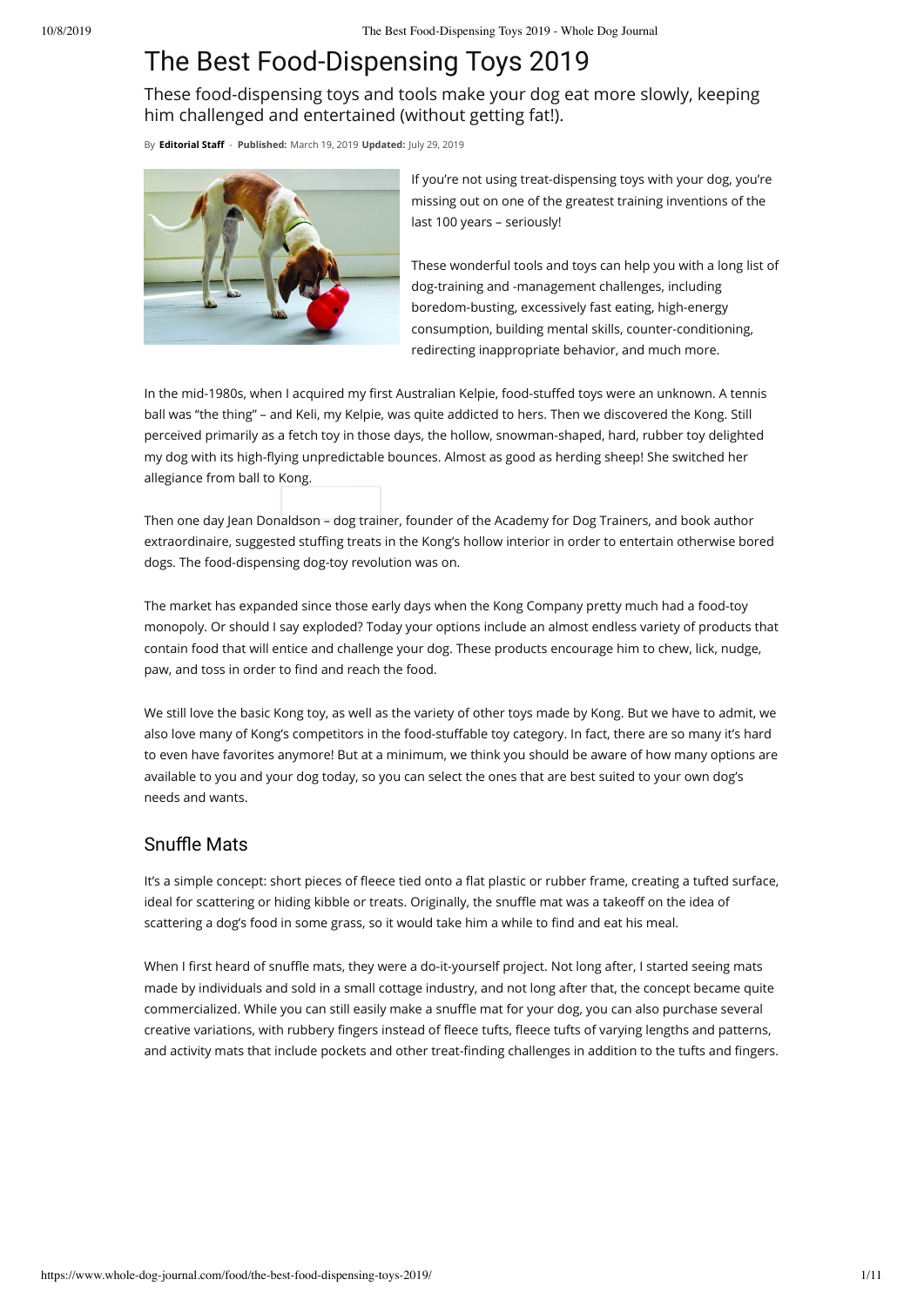# The Best Food-Dispensing Toys 2019

These food-dispensing toys and tools make your dog eat more slowly, keeping him challenged and entertained (without getting fat!).

By **Editorial Staff** - **Published:** March 19, 2019 **Updated:** July 29, 2019

If you're not using treat-dispensing toys with your dog, you're missing out on one of the greatest training inventions of the last 100 years – seriously!

These wonderful tools and toys can help you with a long list of dog-training and -management challenges, including boredom-busting, excessively fast eating, high-energy consumption, building mental skills, counter-conditioning, redirecting inappropriate behavior, and much more.

In the mid-1980s, when I acquired my first Australian Kelpie, food-stuffed toys were an unknown. A tennis ball was "the thing" – and Keli, my Kelpie, was quite addicted to hers. Then we discovered the Kong. Still perceived primarily as a fetch toy in those days, the hollow, snowman-shaped, hard, rubber toy delighted my dog with its high-flying unpredictable bounces. Almost as good as herding sheep! She switched her allegiance from ball to Kong.

Then one day Jean Donaldson – dog trainer, founder of the Academy for Dog Trainers, and book author extraordinaire, suggested stuffing treats in the Kong's hollow interior in order to entertain otherwise bored dogs. The food-dispensing dog-toy revolution was on.

The market has expanded since those early days when the Kong Company pretty much had a food-toy monopoly. Or should I say exploded? Today your options include an almost endless variety of products that contain food that will entice and challenge your dog. These products encourage him to chew, lick, nudge, paw, and toss in order to find and reach the food.

We still love the basic Kong toy, as well as the variety of other toys made by Kong. But we have to admit, we also love many of Kong's competitors in the food-stuffable toy category. In fact, there are so many it's hard to even have favorites anymore! But at a minimum, we think you should be aware of how many options are available to you and your dog today, so you can select the ones that are best suited to your own dog's needs and wants.

## Snuffle Mats

It's a simple concept: short pieces of fleece tied onto a flat plastic or rubber frame, creating a tufted surface, ideal for scattering or hiding kibble or treats. Originally, the snuffle mat was a takeoff on the idea of scattering a dog's food in some grass, so it would take him a while to find and eat his meal.

When I first heard of snuffle mats, they were a do-it-yourself project. Not long after, I started seeing mats made by individuals and sold in a small cottage industry, and not long after that, the concept became quite commercialized. While you can still easily make a snuffle mat for your dog, you can also purchase several creative variations, with rubbery fingers instead of fleece tufts, fleece tufts of varying lengths and patterns, and activity mats that include pockets and other treat-finding challenges in addition to the tufts and fingers.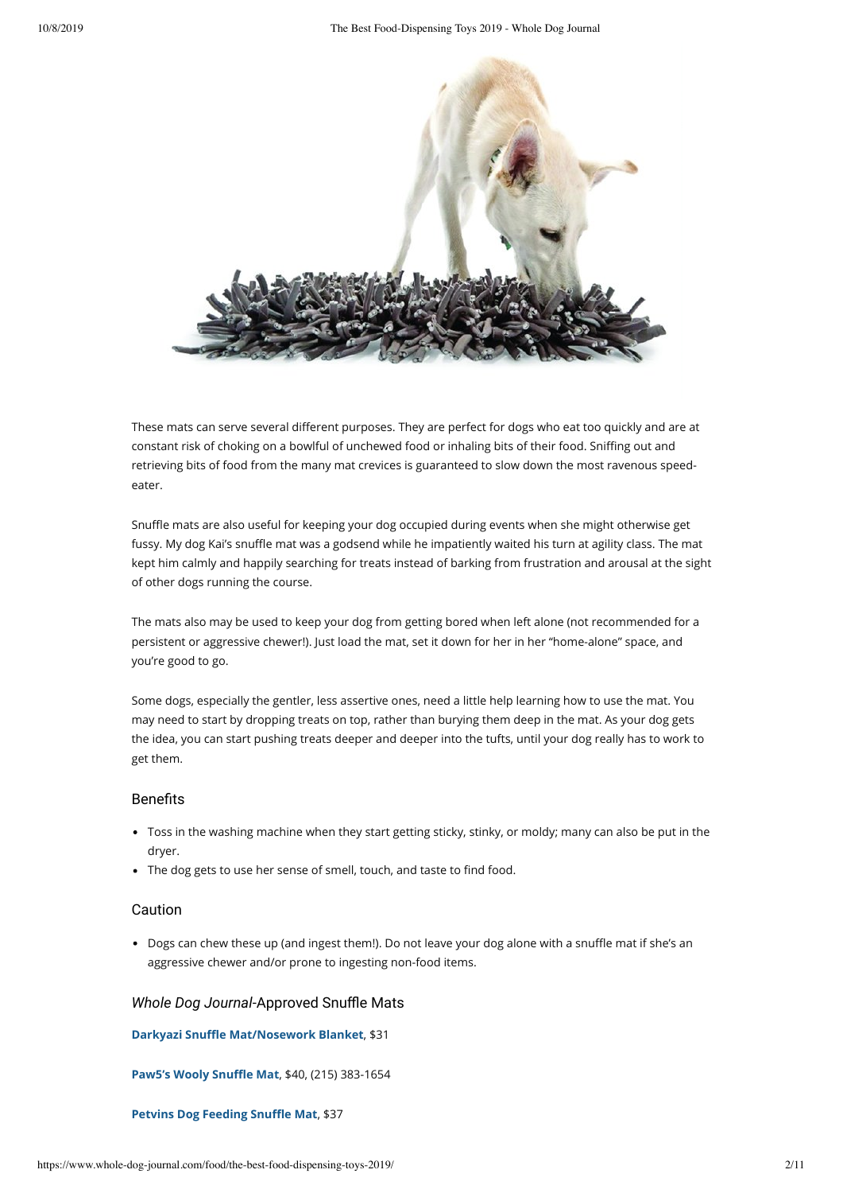These mats can serve several different purposes. They are perfect for dogs who eat too quickly and are at constant risk of choking on a bowlful of unchewed food or inhaling bits of their food. Sniffing out and retrieving bits of food from the many mat crevices is guaranteed to slow down the most ravenous speed-eater.

Snuffle mats are also useful for keeping your dog occupied during events when she might otherwise get fussy. My dog Kai's snuffle mat was a godsend while he impatiently waited his turn at agility class. The mat kept him calmly and happily searching for treats instead of barking from frustration and arousal at the sight of other dogs running the course.

The mats also may be used to keep your dog from getting bored when left alone (not recommended for a persistent or aggressive chewer!). Just load the mat, set it down for her in her "home-alone" space, and you're good to go.

Some dogs, especially the gentler, less assertive ones, need a little help learning how to use the mat. You may need to start by dropping treats on top, rather than burying them deep in the mat. As your dog gets the idea, you can start pushing treats deeper and deeper into the tufts, until your dog really has to work to get them.

### Benefits

- Toss in the washing machine when they start getting sticky, stinky, or moldy; many can also be put in the dryer.
- The dog gets to use her sense of smell, touch, and taste to find food.

### Caution

- Dogs can chew these up (and ingest them!). Do not leave your dog alone with a snuffle mat if she's an aggressive chewer and/or prone to ingesting non-food items.

### *Whole Dog Journal*-Approved Snuffle Mats

**Darkyazi Snuffle Mat/Nosework Blanket**, $31

**Paw5's Wooly Snuffle Mat**, $40, (215) 383-1654

**Petvins Dog Feeding Snuffle Mat**, $37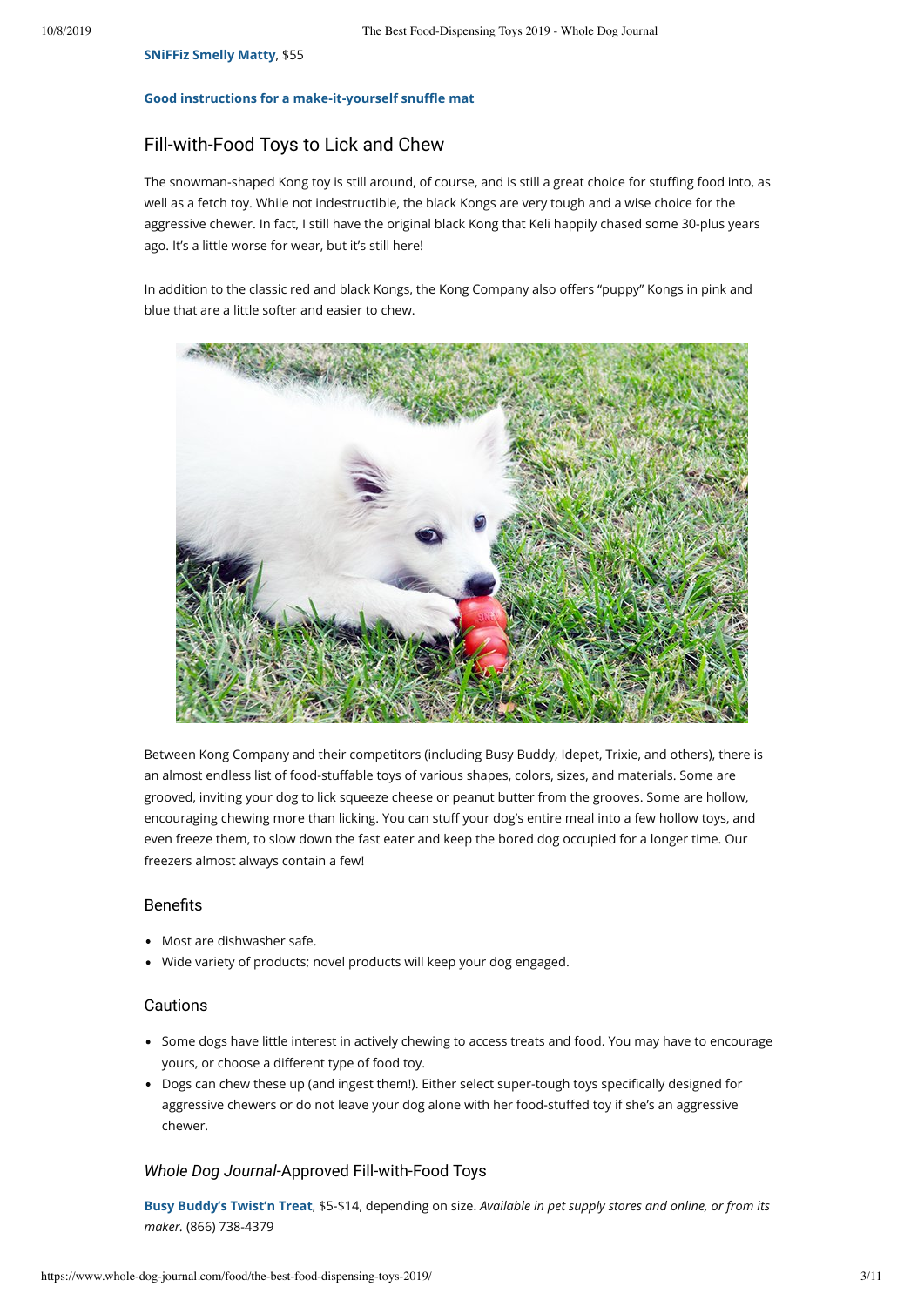**SNiFFiz Smelly Matty**, $55

**Good instructions for a make-it-yourself snuffle mat**

## Fill-with-Food Toys to Lick and Chew

The snowman-shaped Kong toy is still around, of course, and is still a great choice for stuffing food into, as well as a fetch toy. While not indestructible, the black Kongs are very tough and a wise choice for the aggressive chewer. In fact, I still have the original black Kong that Keli happily chased some 30-plus years ago. It's a little worse for wear, but it's still here!

In addition to the classic red and black Kongs, the Kong Company also offers "puppy" Kongs in pink and blue that are a little softer and easier to chew.

Between Kong Company and their competitors (including Busy Buddy, Idepet, Trixie, and others), there is an almost endless list of food-stuffable toys of various shapes, colors, sizes, and materials. Some are grooved, inviting your dog to lick squeeze cheese or peanut butter from the grooves. Some are hollow, encouraging chewing more than licking. You can stuff your dog's entire meal into a few hollow toys, and even freeze them, to slow down the fast eater and keep the bored dog occupied for a longer time. Our freezers almost always contain a few!

### Benefits

- Most are dishwasher safe.
- Wide variety of products; novel products will keep your dog engaged.

### Cautions

- Some dogs have little interest in actively chewing to access treats and food. You may have to encourage yours, or choose a different type of food toy.
- Dogs can chew these up (and ingest them!). Either select super-tough toys specifically designed for aggressive chewers or do not leave your dog alone with her food-stuffed toy if she's an aggressive chewer.

### *Whole Dog Journal*-Approved Fill-with-Food Toys

**Busy Buddy's Twist'n Treat**, $5-$14, depending on size. *Available in pet supply stores and online, or from its maker.* (866) 738-4379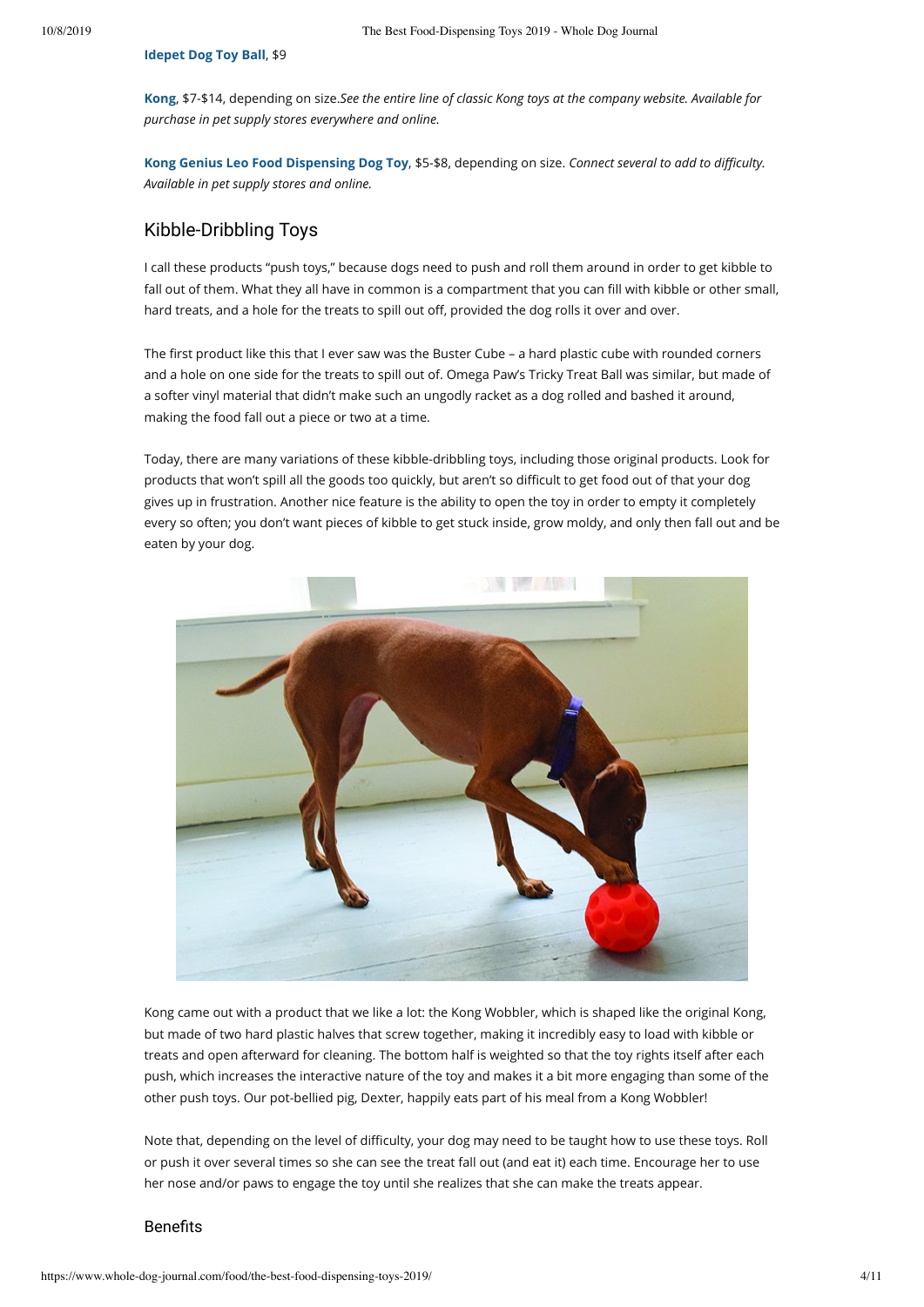**Idepet Dog Toy Ball**, $9

**Kong**, $7-$14, depending on size.*See the entire line of classic Kong toys at the company website. Available for purchase in pet supply stores everywhere and online.*

**Kong Genius Leo Food Dispensing Dog Toy**, $5-$8, depending on size. *Connect several to add to difficulty. Available in pet supply stores and online.*

## Kibble-Dribbling Toys

I call these products "push toys," because dogs need to push and roll them around in order to get kibble to fall out of them. What they all have in common is a compartment that you can fill with kibble or other small, hard treats, and a hole for the treats to spill out off, provided the dog rolls it over and over.

The first product like this that I ever saw was the Buster Cube – a hard plastic cube with rounded corners and a hole on one side for the treats to spill out of. Omega Paw's Tricky Treat Ball was similar, but made of a softer vinyl material that didn't make such an ungodly racket as a dog rolled and bashed it around, making the food fall out a piece or two at a time.

Today, there are many variations of these kibble-dribbling toys, including those original products. Look for products that won't spill all the goods too quickly, but aren't so difficult to get food out of that your dog gives up in frustration. Another nice feature is the ability to open the toy in order to empty it completely every so often; you don't want pieces of kibble to get stuck inside, grow moldy, and only then fall out and be eaten by your dog.

Kong came out with a product that we like a lot: the Kong Wobbler, which is shaped like the original Kong, but made of two hard plastic halves that screw together, making it incredibly easy to load with kibble or treats and open afterward for cleaning. The bottom half is weighted so that the toy rights itself after each push, which increases the interactive nature of the toy and makes it a bit more engaging than some of the other push toys. Our pot-bellied pig, Dexter, happily eats part of his meal from a Kong Wobbler!

Note that, depending on the level of difficulty, your dog may need to be taught how to use these toys. Roll or push it over several times so she can see the treat fall out (and eat it) each time. Encourage her to use her nose and/or paws to engage the toy until she realizes that she can make the treats appear.

### Benefits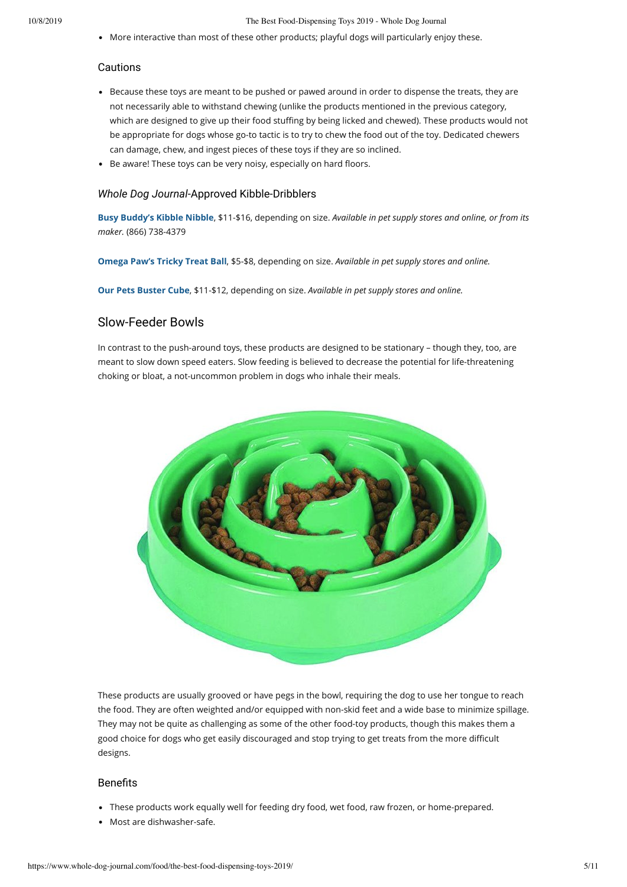- More interactive than most of these other products; playful dogs will particularly enjoy these.

### Cautions

- Because these toys are meant to be pushed or pawed around in order to dispense the treats, they are not necessarily able to withstand chewing (unlike the products mentioned in the previous category, which are designed to give up their food stuffing by being licked and chewed). These products would not be appropriate for dogs whose go-to tactic is to try to chew the food out of the toy. Dedicated chewers can damage, chew, and ingest pieces of these toys if they are so inclined.
- Be aware! These toys can be very noisy, especially on hard floors.

### *Whole Dog Journal*-Approved Kibble-Dribblers

**Busy Buddy's Kibble Nibble**, $11-$16, depending on size. *Available in pet supply stores and online, or from its maker.* (866) 738-4379

**Omega Paw's Tricky Treat Ball**, $5-$8, depending on size. *Available in pet supply stores and online.*

**Our Pets Buster Cube**, $11-$12, depending on size. *Available in pet supply stores and online.*

## Slow-Feeder Bowls

In contrast to the push-around toys, these products are designed to be stationary – though they, too, are meant to slow down speed eaters. Slow feeding is believed to decrease the potential for life-threatening choking or bloat, a not-uncommon problem in dogs who inhale their meals.

These products are usually grooved or have pegs in the bowl, requiring the dog to use her tongue to reach the food. They are often weighted and/or equipped with non-skid feet and a wide base to minimize spillage. They may not be quite as challenging as some of the other food-toy products, though this makes them a good choice for dogs who get easily discouraged and stop trying to get treats from the more difficult designs.

### Benefits

- These products work equally well for feeding dry food, wet food, raw frozen, or home-prepared.
- Most are dishwasher-safe.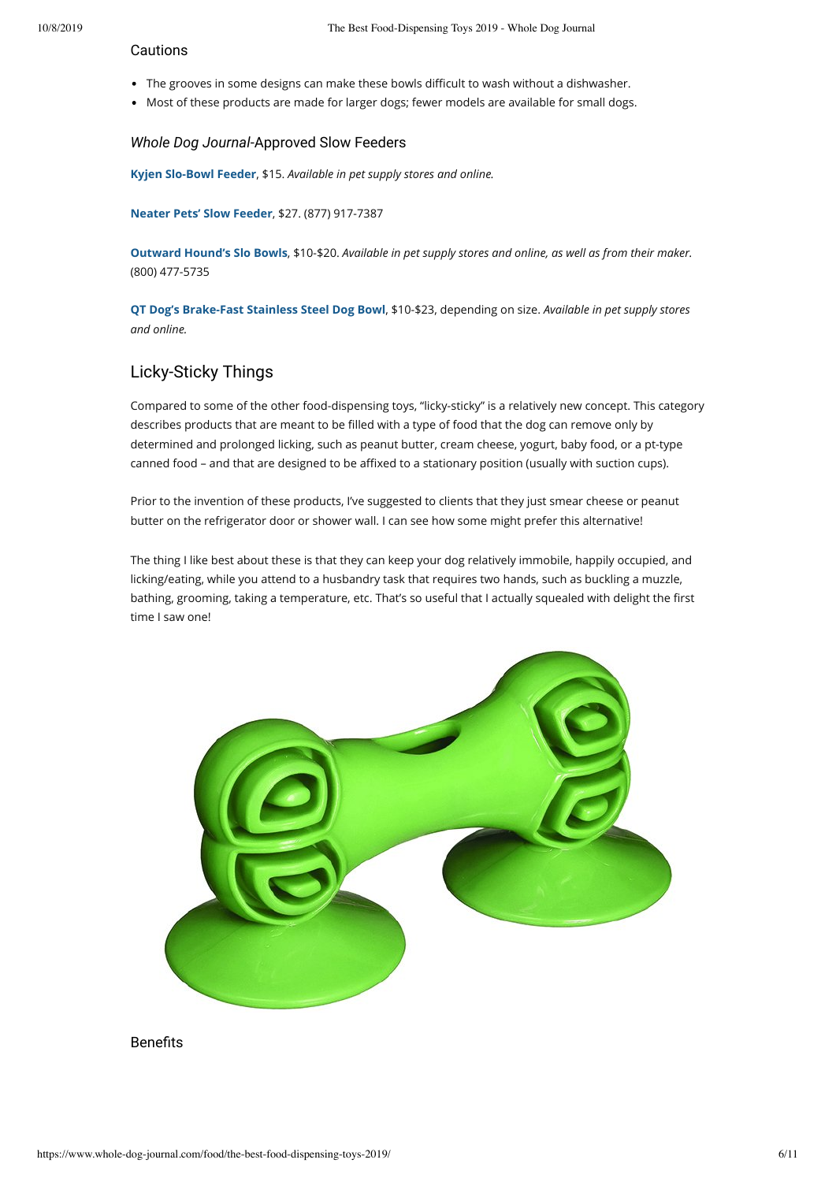### Cautions

- The grooves in some designs can make these bowls difficult to wash without a dishwasher.
- Most of these products are made for larger dogs; fewer models are available for small dogs.

### *Whole Dog Journal*-Approved Slow Feeders

**Kyjen Slo-Bowl Feeder**, $15. *Available in pet supply stores and online.*

**Neater Pets' Slow Feeder**, $27. (877) 917-7387

**Outward Hound's Slo Bowls**, $10-$20. *Available in pet supply stores and online, as well as from their maker.* (800) 477-5735

**QT Dog's Brake-Fast Stainless Steel Dog Bowl**, $10-$23, depending on size. *Available in pet supply stores and online.*

## Licky-Sticky Things

Compared to some of the other food-dispensing toys, "licky-sticky" is a relatively new concept. This category describes products that are meant to be filled with a type of food that the dog can remove only by determined and prolonged licking, such as peanut butter, cream cheese, yogurt, baby food, or a pt-type canned food – and that are designed to be affixed to a stationary position (usually with suction cups).

Prior to the invention of these products, I've suggested to clients that they just smear cheese or peanut butter on the refrigerator door or shower wall. I can see how some might prefer this alternative!

The thing I like best about these is that they can keep your dog relatively immobile, happily occupied, and licking/eating, while you attend to a husbandry task that requires two hands, such as buckling a muzzle, bathing, grooming, taking a temperature, etc. That's so useful that I actually squealed with delight the first time I saw one!

### Benefits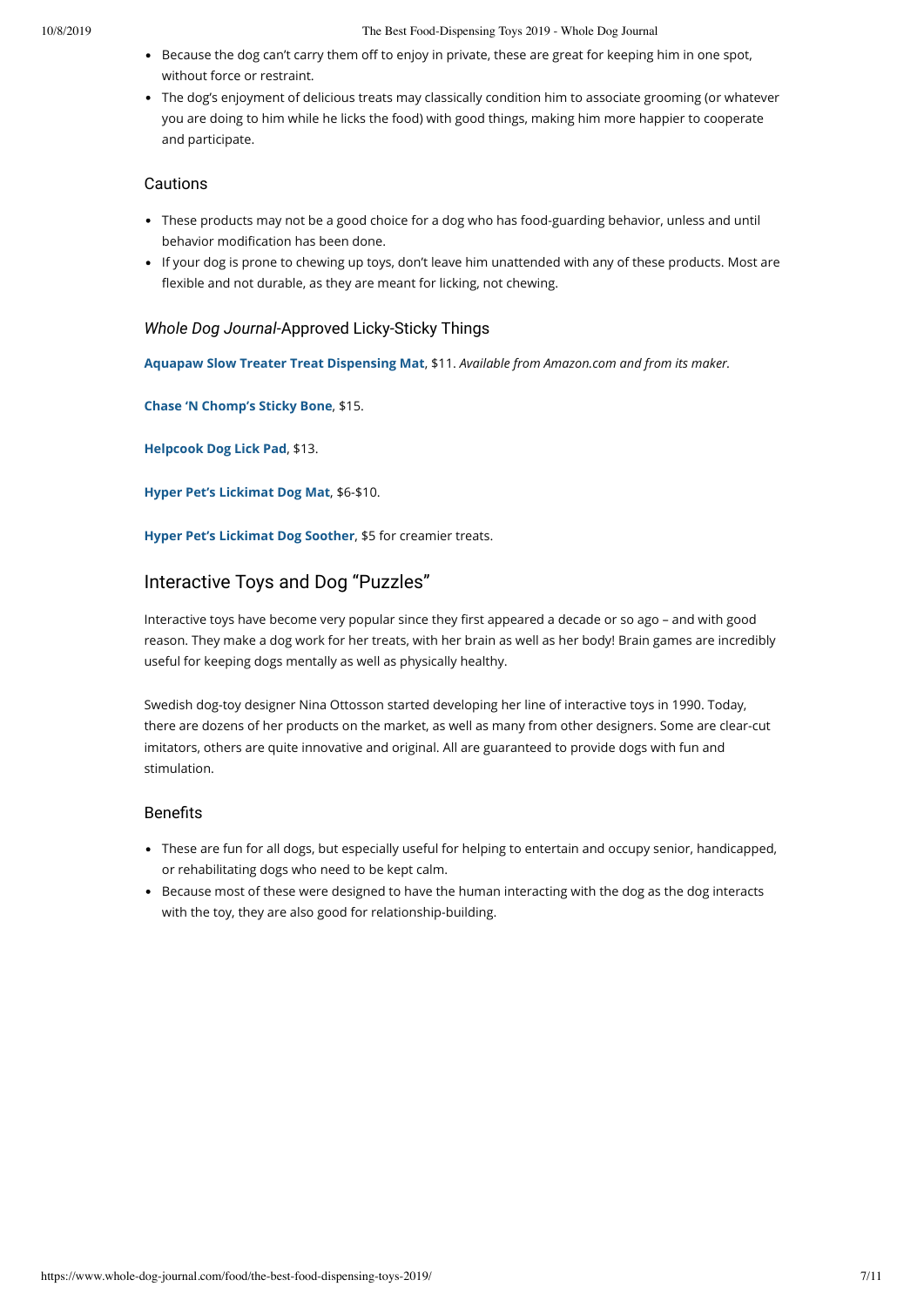- Because the dog can't carry them off to enjoy in private, these are great for keeping him in one spot, without force or restraint.
- The dog's enjoyment of delicious treats may classically condition him to associate grooming (or whatever you are doing to him while he licks the food) with good things, making him more happier to cooperate and participate.

### Cautions

- These products may not be a good choice for a dog who has food-guarding behavior, unless and until behavior modification has been done.
- If your dog is prone to chewing up toys, don't leave him unattended with any of these products. Most are flexible and not durable, as they are meant for licking, not chewing.

### *Whole Dog Journal*-Approved Licky-Sticky Things

**Aquapaw Slow Treater Treat Dispensing Mat**, $11. *Available from Amazon.com and from its maker.*

**Chase 'N Chomp's Sticky Bone**, $15.

**Helpcook Dog Lick Pad**, $13.

**Hyper Pet's Lickimat Dog Mat**, $6-$10.

**Hyper Pet's Lickimat Dog Soother**, $5 for creamier treats.

## Interactive Toys and Dog "Puzzles"

Interactive toys have become very popular since they first appeared a decade or so ago – and with good reason. They make a dog work for her treats, with her brain as well as her body! Brain games are incredibly useful for keeping dogs mentally as well as physically healthy.

Swedish dog-toy designer Nina Ottosson started developing her line of interactive toys in 1990. Today, there are dozens of her products on the market, as well as many from other designers. Some are clear-cut imitators, others are quite innovative and original. All are guaranteed to provide dogs with fun and stimulation.

### Benefits

- These are fun for all dogs, but especially useful for helping to entertain and occupy senior, handicapped, or rehabilitating dogs who need to be kept calm.
- Because most of these were designed to have the human interacting with the dog as the dog interacts with the toy, they are also good for relationship-building.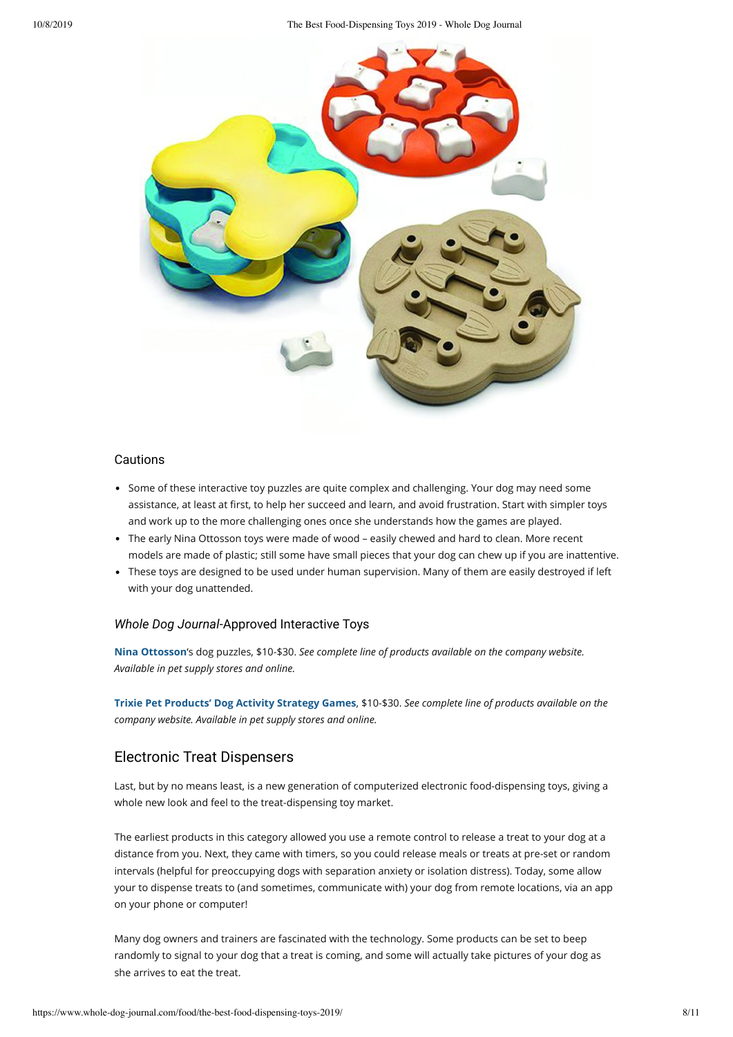### Cautions

- Some of these interactive toy puzzles are quite complex and challenging. Your dog may need some assistance, at least at first, to help her succeed and learn, and avoid frustration. Start with simpler toys and work up to the more challenging ones once she understands how the games are played.
- The early Nina Ottosson toys were made of wood – easily chewed and hard to clean. More recent models are made of plastic; still some have small pieces that your dog can chew up if you are inattentive.
- These toys are designed to be used under human supervision. Many of them are easily destroyed if left with your dog unattended.

### *Whole Dog Journal*-Approved Interactive Toys

**Nina Ottosson**'s dog puzzles, $10-$30. *See complete line of products available on the company website. Available in pet supply stores and online.*

**Trixie Pet Products' Dog Activity Strategy Games**, $10-$30. *See complete line of products available on the company website. Available in pet supply stores and online.*

## Electronic Treat Dispensers

Last, but by no means least, is a new generation of computerized electronic food-dispensing toys, giving a whole new look and feel to the treat-dispensing toy market.

The earliest products in this category allowed you use a remote control to release a treat to your dog at a distance from you. Next, they came with timers, so you could release meals or treats at pre-set or random intervals (helpful for preoccupying dogs with separation anxiety or isolation distress). Today, some allow your to dispense treats to (and sometimes, communicate with) your dog from remote locations, via an app on your phone or computer!

Many dog owners and trainers are fascinated with the technology. Some products can be set to beep randomly to signal to your dog that a treat is coming, and some will actually take pictures of your dog as she arrives to eat the treat.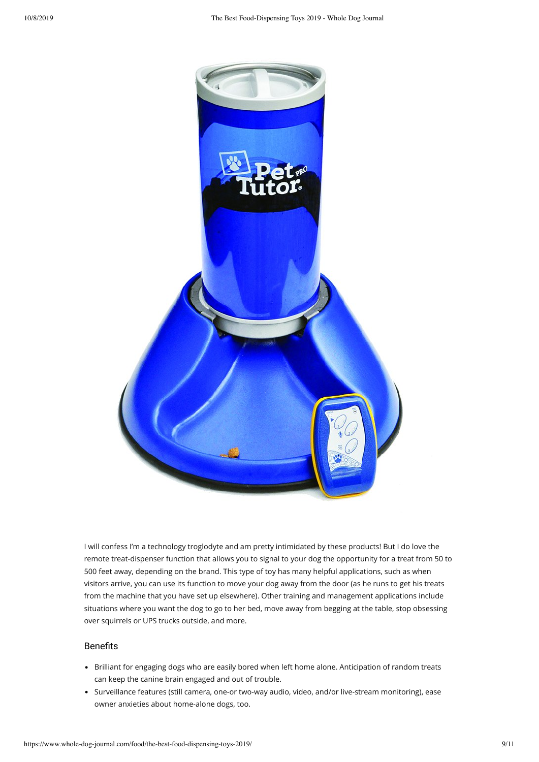I will confess I'm a technology troglodyte and am pretty intimidated by these products! But I do love the remote treat-dispenser function that allows you to signal to your dog the opportunity for a treat from 50 to 500 feet away, depending on the brand. This type of toy has many helpful applications, such as when visitors arrive, you can use its function to move your dog away from the door (as he runs to get his treats from the machine that you have set up elsewhere). Other training and management applications include situations where you want the dog to go to her bed, move away from begging at the table, stop obsessing over squirrels or UPS trucks outside, and more.

### Benefits

- Brilliant for engaging dogs who are easily bored when left home alone. Anticipation of random treats can keep the canine brain engaged and out of trouble.
- Surveillance features (still camera, one-or two-way audio, video, and/or live-stream monitoring), ease owner anxieties about home-alone dogs, too.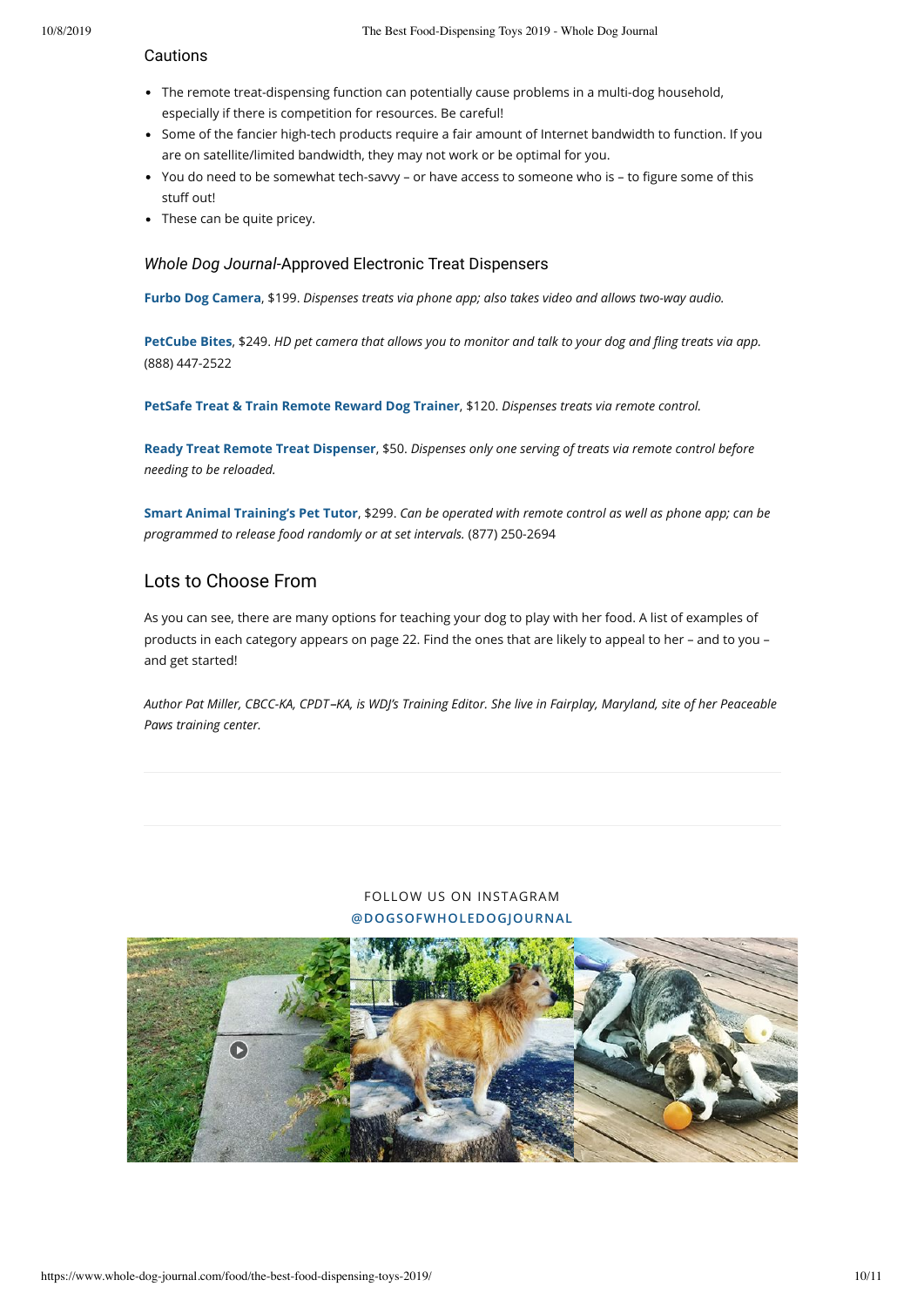### Cautions

- The remote treat-dispensing function can potentially cause problems in a multi-dog household, especially if there is competition for resources. Be careful!
- Some of the fancier high-tech products require a fair amount of Internet bandwidth to function. If you are on satellite/limited bandwidth, they may not work or be optimal for you.
- You do need to be somewhat tech-savvy – or have access to someone who is – to figure some of this stuff out!
- These can be quite pricey.

### *Whole Dog Journal*-Approved Electronic Treat Dispensers

**Furbo Dog Camera**, $199. *Dispenses treats via phone app; also takes video and allows two-way audio.*

**PetCube Bites**, $249. *HD pet camera that allows you to monitor and talk to your dog and fling treats via app.* (888) 447-2522

**PetSafe Treat & Train Remote Reward Dog Trainer**, $120. *Dispenses treats via remote control.*

**Ready Treat Remote Treat Dispenser**, $50. *Dispenses only one serving of treats via remote control before needing to be reloaded.*

**Smart Animal Training's Pet Tutor**, $299. *Can be operated with remote control as well as phone app; can be programmed to release food randomly or at set intervals.* (877) 250-2694

## Lots to Choose From

As you can see, there are many options for teaching your dog to play with her food. A list of examples of products in each category appears on page 22. Find the ones that are likely to appeal to her – and to you – and get started!

*Author Pat Miller, CBCC-KA, CPDT–KA, is WDJ's Training Editor. She live in Fairplay, Maryland, site of her Peaceable Paws training center.*

FOLLOW US ON INSTAGRAM
@DOGSOFWHOLEDOGJOURNAL